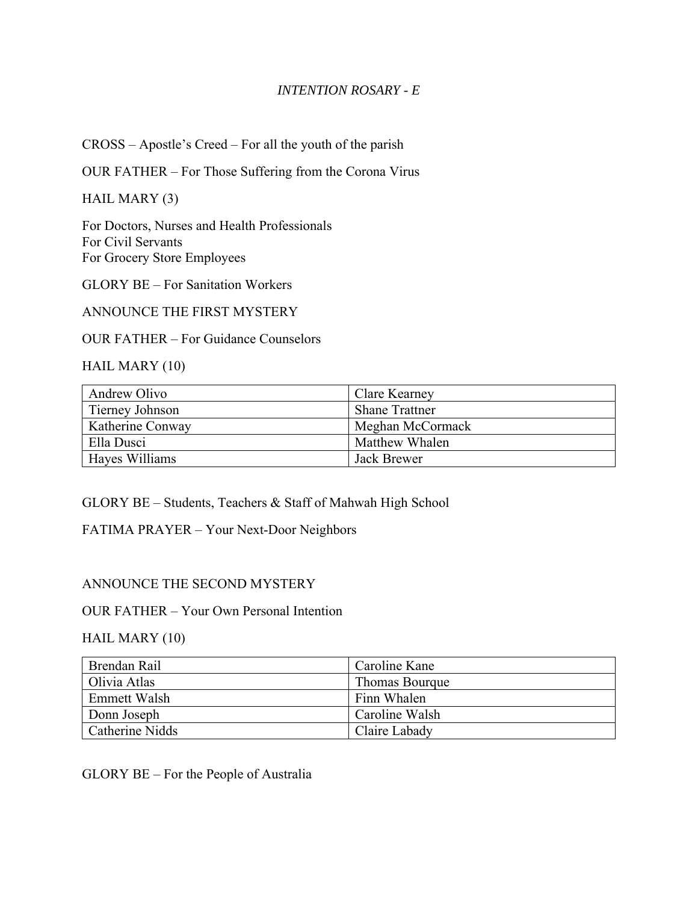*INTENTION ROSARY - E*

CROSS – Apostle's Creed – For all the youth of the parish

OUR FATHER – For Those Suffering from the Corona Virus

HAIL MARY (3)

For Doctors, Nurses and Health Professionals
For Civil Servants
For Grocery Store Employees

GLORY BE – For Sanitation Workers

ANNOUNCE THE FIRST MYSTERY

OUR FATHER – For Guidance Counselors

HAIL MARY (10)

| Andrew Olivo | Clare Kearney |
|---|---|
| Tierney Johnson | Shane Trattner |
| Katherine Conway | Meghan McCormack |
| Ella Dusci | Matthew Whalen |
| Hayes Williams | Jack Brewer |

GLORY BE – Students, Teachers & Staff of Mahwah High School

FATIMA PRAYER – Your Next-Door Neighbors

ANNOUNCE THE SECOND MYSTERY

OUR FATHER – Your Own Personal Intention

HAIL MARY (10)

| Brendan Rail | Caroline Kane |
|---|---|
| Olivia Atlas | Thomas Bourque |
| Emmett Walsh | Finn Whalen |
| Donn Joseph | Caroline Walsh |
| Catherine Nidds | Claire Labady |

GLORY BE – For the People of Australia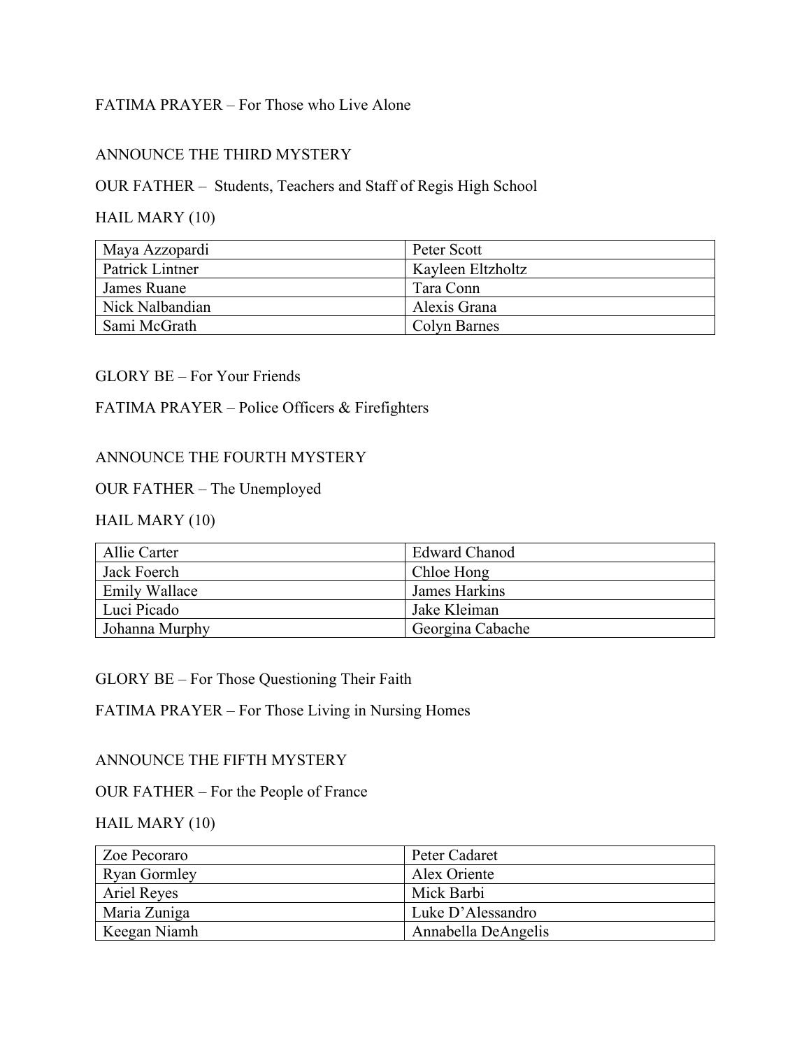FATIMA PRAYER – For Those who Live Alone

ANNOUNCE THE THIRD MYSTERY

OUR FATHER – Students, Teachers and Staff of Regis High School

HAIL MARY (10)

| | |
|---|---|
| Maya Azzopardi | Peter Scott |
| Patrick Lintner | Kayleen Eltzholtz |
| James Ruane | Tara Conn |
| Nick Nalbandian | Alexis Grana |
| Sami McGrath | Colyn Barnes |

GLORY BE – For Your Friends

FATIMA PRAYER – Police Officers & Firefighters

ANNOUNCE THE FOURTH MYSTERY

OUR FATHER – The Unemployed

HAIL MARY (10)

| | |
|---|---|
| Allie Carter | Edward Chanod |
| Jack Foerch | Chloe Hong |
| Emily Wallace | James Harkins |
| Luci Picado | Jake Kleiman |
| Johanna Murphy | Georgina Cabache |

GLORY BE – For Those Questioning Their Faith

FATIMA PRAYER – For Those Living in Nursing Homes

ANNOUNCE THE FIFTH MYSTERY

OUR FATHER – For the People of France

HAIL MARY (10)

| | |
|---|---|
| Zoe Pecoraro | Peter Cadaret |
| Ryan Gormley | Alex Oriente |
| Ariel Reyes | Mick Barbi |
| Maria Zuniga | Luke D'Alessandro |
| Keegan Niamh | Annabella DeAngelis |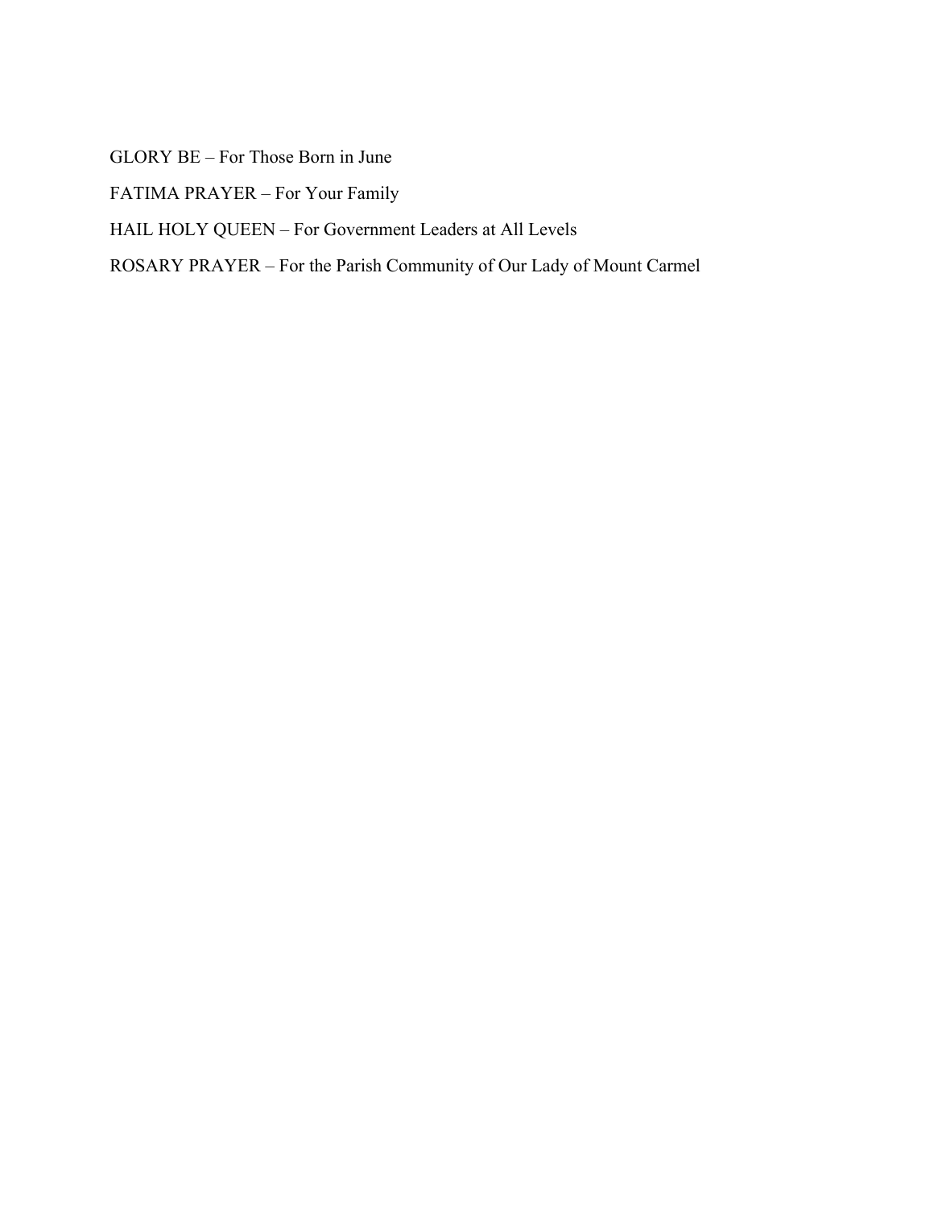GLORY BE – For Those Born in June

FATIMA PRAYER – For Your Family

HAIL HOLY QUEEN – For Government Leaders at All Levels

ROSARY PRAYER – For the Parish Community of Our Lady of Mount Carmel